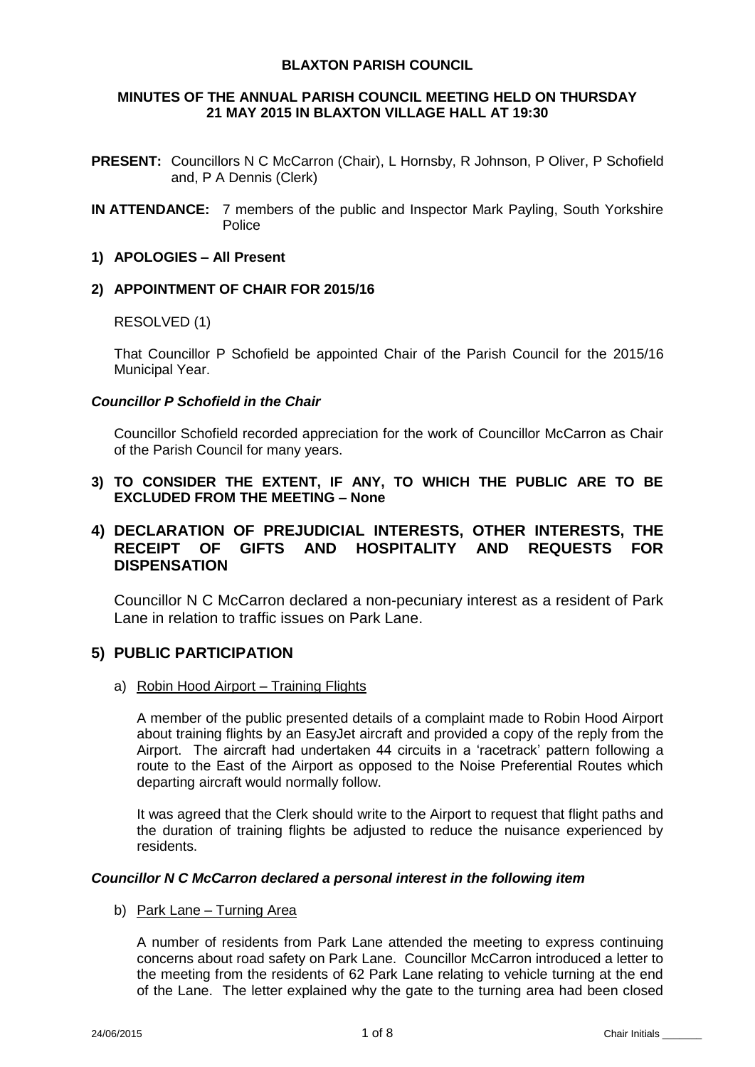**BLAXTON PARISH COUNCIL**

**MINUTES OF THE ANNUAL PARISH COUNCIL MEETING HELD ON THURSDAY 21 MAY 2015 IN BLAXTON VILLAGE HALL AT 19:30**

**PRESENT:** Councillors N C McCarron (Chair), L Hornsby, R Johnson, P Oliver, P Schofield and, P A Dennis (Clerk)

**IN ATTENDANCE:** 7 members of the public and Inspector Mark Payling, South Yorkshire Police

## 1) APOLOGIES – All Present

## 2) APPOINTMENT OF CHAIR FOR 2015/16

RESOLVED (1)

That Councillor P Schofield be appointed Chair of the Parish Council for the 2015/16 Municipal Year.

***Councillor P Schofield in the Chair***

Councillor Schofield recorded appreciation for the work of Councillor McCarron as Chair of the Parish Council for many years.

## 3) TO CONSIDER THE EXTENT, IF ANY, TO WHICH THE PUBLIC ARE TO BE EXCLUDED FROM THE MEETING – None

## 4) DECLARATION OF PREJUDICIAL INTERESTS, OTHER INTERESTS, THE RECEIPT OF GIFTS AND HOSPITALITY AND REQUESTS FOR DISPENSATION

Councillor N C McCarron declared a non-pecuniary interest as a resident of Park Lane in relation to traffic issues on Park Lane.

## 5) PUBLIC PARTICIPATION

a) Robin Hood Airport – Training Flights

A member of the public presented details of a complaint made to Robin Hood Airport about training flights by an EasyJet aircraft and provided a copy of the reply from the Airport. The aircraft had undertaken 44 circuits in a 'racetrack' pattern following a route to the East of the Airport as opposed to the Noise Preferential Routes which departing aircraft would normally follow.

It was agreed that the Clerk should write to the Airport to request that flight paths and the duration of training flights be adjusted to reduce the nuisance experienced by residents.

***Councillor N C McCarron declared a personal interest in the following item***

b) Park Lane – Turning Area

A number of residents from Park Lane attended the meeting to express continuing concerns about road safety on Park Lane. Councillor McCarron introduced a letter to the meeting from the residents of 62 Park Lane relating to vehicle turning at the end of the Lane. The letter explained why the gate to the turning area had been closed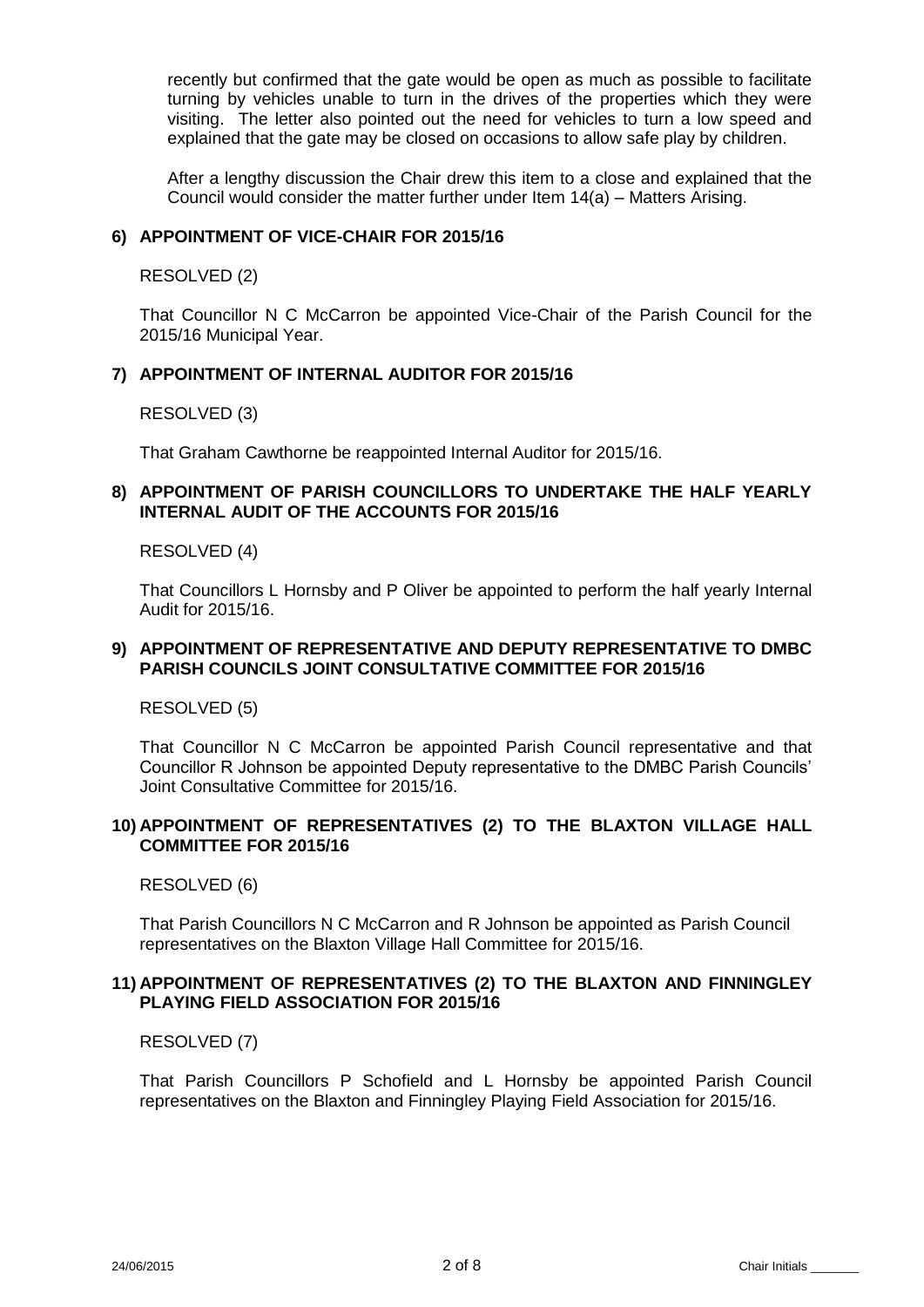recently but confirmed that the gate would be open as much as possible to facilitate turning by vehicles unable to turn in the drives of the properties which they were visiting. The letter also pointed out the need for vehicles to turn a low speed and explained that the gate may be closed on occasions to allow safe play by children.

After a lengthy discussion the Chair drew this item to a close and explained that the Council would consider the matter further under Item 14(a) – Matters Arising.

**6) APPOINTMENT OF VICE-CHAIR FOR 2015/16**

RESOLVED (2)

That Councillor N C McCarron be appointed Vice-Chair of the Parish Council for the 2015/16 Municipal Year.

**7) APPOINTMENT OF INTERNAL AUDITOR FOR 2015/16**

RESOLVED (3)

That Graham Cawthorne be reappointed Internal Auditor for 2015/16.

**8) APPOINTMENT OF PARISH COUNCILLORS TO UNDERTAKE THE HALF YEARLY INTERNAL AUDIT OF THE ACCOUNTS FOR 2015/16**

RESOLVED (4)

That Councillors L Hornsby and P Oliver be appointed to perform the half yearly Internal Audit for 2015/16.

**9) APPOINTMENT OF REPRESENTATIVE AND DEPUTY REPRESENTATIVE TO DMBC PARISH COUNCILS JOINT CONSULTATIVE COMMITTEE FOR 2015/16**

RESOLVED (5)

That Councillor N C McCarron be appointed Parish Council representative and that Councillor R Johnson be appointed Deputy representative to the DMBC Parish Councils' Joint Consultative Committee for 2015/16.

**10) APPOINTMENT OF REPRESENTATIVES (2) TO THE BLAXTON VILLAGE HALL COMMITTEE FOR 2015/16**

RESOLVED (6)

That Parish Councillors N C McCarron and R Johnson be appointed as Parish Council representatives on the Blaxton Village Hall Committee for 2015/16.

**11) APPOINTMENT OF REPRESENTATIVES (2) TO THE BLAXTON AND FINNINGLEY PLAYING FIELD ASSOCIATION FOR 2015/16**

RESOLVED (7)

That Parish Councillors P Schofield and L Hornsby be appointed Parish Council representatives on the Blaxton and Finningley Playing Field Association for 2015/16.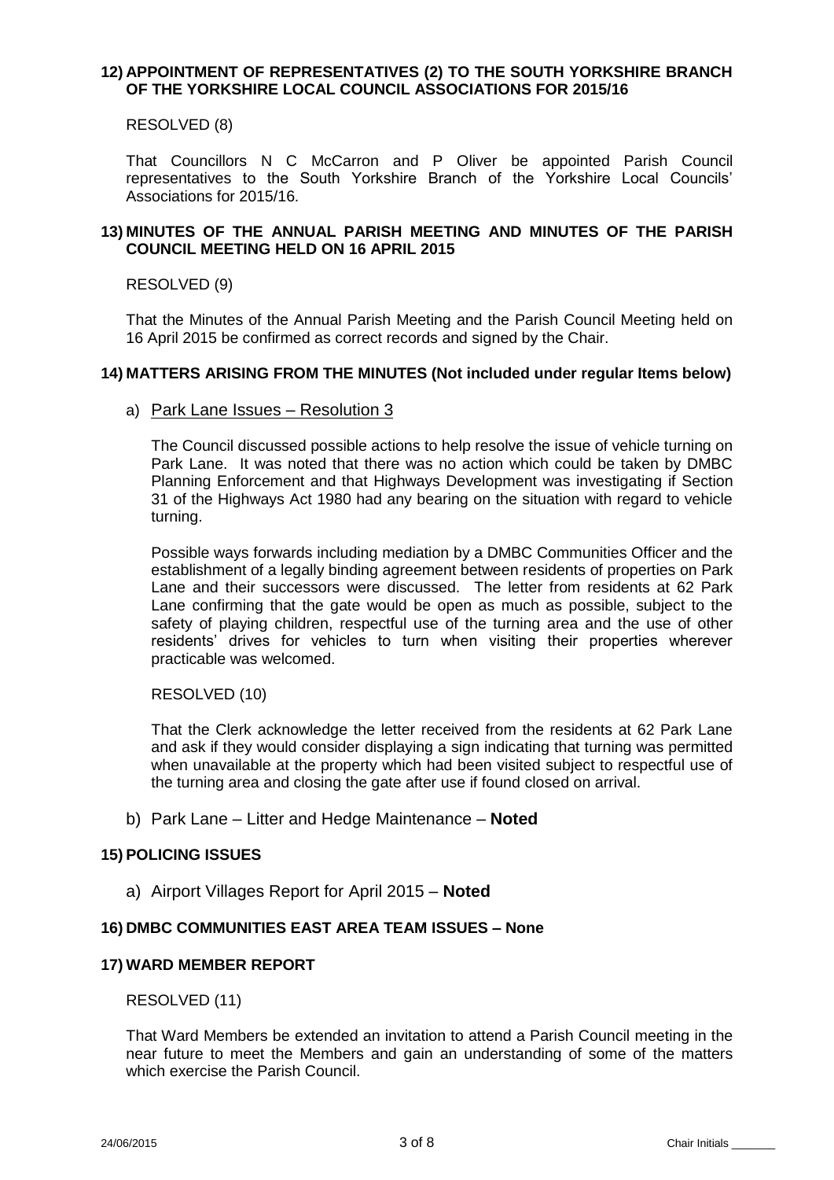## 12) APPOINTMENT OF REPRESENTATIVES (2) TO THE SOUTH YORKSHIRE BRANCH OF THE YORKSHIRE LOCAL COUNCIL ASSOCIATIONS FOR 2015/16

RESOLVED (8)

That Councillors N C McCarron and P Oliver be appointed Parish Council representatives to the South Yorkshire Branch of the Yorkshire Local Councils' Associations for 2015/16.

## 13) MINUTES OF THE ANNUAL PARISH MEETING AND MINUTES OF THE PARISH COUNCIL MEETING HELD ON 16 APRIL 2015

RESOLVED (9)

That the Minutes of the Annual Parish Meeting and the Parish Council Meeting held on 16 April 2015 be confirmed as correct records and signed by the Chair.

## 14) MATTERS ARISING FROM THE MINUTES (Not included under regular Items below)

a) Park Lane Issues – Resolution 3

The Council discussed possible actions to help resolve the issue of vehicle turning on Park Lane. It was noted that there was no action which could be taken by DMBC Planning Enforcement and that Highways Development was investigating if Section 31 of the Highways Act 1980 had any bearing on the situation with regard to vehicle turning.

Possible ways forwards including mediation by a DMBC Communities Officer and the establishment of a legally binding agreement between residents of properties on Park Lane and their successors were discussed. The letter from residents at 62 Park Lane confirming that the gate would be open as much as possible, subject to the safety of playing children, respectful use of the turning area and the use of other residents' drives for vehicles to turn when visiting their properties wherever practicable was welcomed.

RESOLVED (10)

That the Clerk acknowledge the letter received from the residents at 62 Park Lane and ask if they would consider displaying a sign indicating that turning was permitted when unavailable at the property which had been visited subject to respectful use of the turning area and closing the gate after use if found closed on arrival.

b) Park Lane – Litter and Hedge Maintenance – **Noted**

## 15) POLICING ISSUES

a) Airport Villages Report for April 2015 – **Noted**

## 16) DMBC COMMUNITIES EAST AREA TEAM ISSUES – None

## 17) WARD MEMBER REPORT

RESOLVED (11)

That Ward Members be extended an invitation to attend a Parish Council meeting in the near future to meet the Members and gain an understanding of some of the matters which exercise the Parish Council.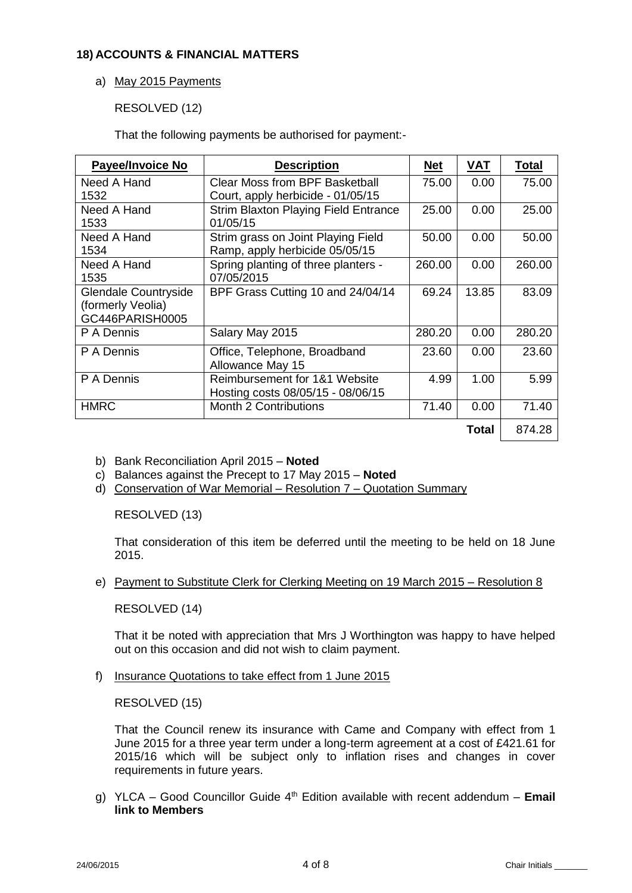## 18) ACCOUNTS & FINANCIAL MATTERS

a) May 2015 Payments

RESOLVED (12)

That the following payments be authorised for payment:-

| Payee/Invoice No | Description | Net | VAT | Total |
|---|---|---|---|---|
| Need A Hand 1532 | Clear Moss from BPF Basketball Court, apply herbicide - 01/05/15 | 75.00 | 0.00 | 75.00 |
| Need A Hand 1533 | Strim Blaxton Playing Field Entrance 01/05/15 | 25.00 | 0.00 | 25.00 |
| Need A Hand 1534 | Strim grass on Joint Playing Field Ramp, apply herbicide 05/05/15 | 50.00 | 0.00 | 50.00 |
| Need A Hand 1535 | Spring planting of three planters - 07/05/2015 | 260.00 | 0.00 | 260.00 |
| Glendale Countryside (formerly Veolia) GC446PARISH0005 | BPF Grass Cutting 10 and 24/04/14 | 69.24 | 13.85 | 83.09 |
| P A Dennis | Salary May 2015 | 280.20 | 0.00 | 280.20 |
| P A Dennis | Office, Telephone, Broadband Allowance May 15 | 23.60 | 0.00 | 23.60 |
| P A Dennis | Reimbursement for 1&1 Website Hosting costs 08/05/15 - 08/06/15 | 4.99 | 1.00 | 5.99 |
| HMRC | Month 2 Contributions | 71.40 | 0.00 | 71.40 |
| | | | **Total** | 874.28 |

b) Bank Reconciliation April 2015 – **Noted**

c) Balances against the Precept to 17 May 2015 – **Noted**

d) Conservation of War Memorial – Resolution 7 – Quotation Summary

RESOLVED (13)

That consideration of this item be deferred until the meeting to be held on 18 June 2015.

e) Payment to Substitute Clerk for Clerking Meeting on 19 March 2015 – Resolution 8

RESOLVED (14)

That it be noted with appreciation that Mrs J Worthington was happy to have helped out on this occasion and did not wish to claim payment.

f) Insurance Quotations to take effect from 1 June 2015

RESOLVED (15)

That the Council renew its insurance with Came and Company with effect from 1 June 2015 for a three year term under a long-term agreement at a cost of £421.61 for 2015/16 which will be subject only to inflation rises and changes in cover requirements in future years.

g) YLCA – Good Councillor Guide 4th Edition available with recent addendum – **Email link to Members**

24/06/2015 Chair Initials _______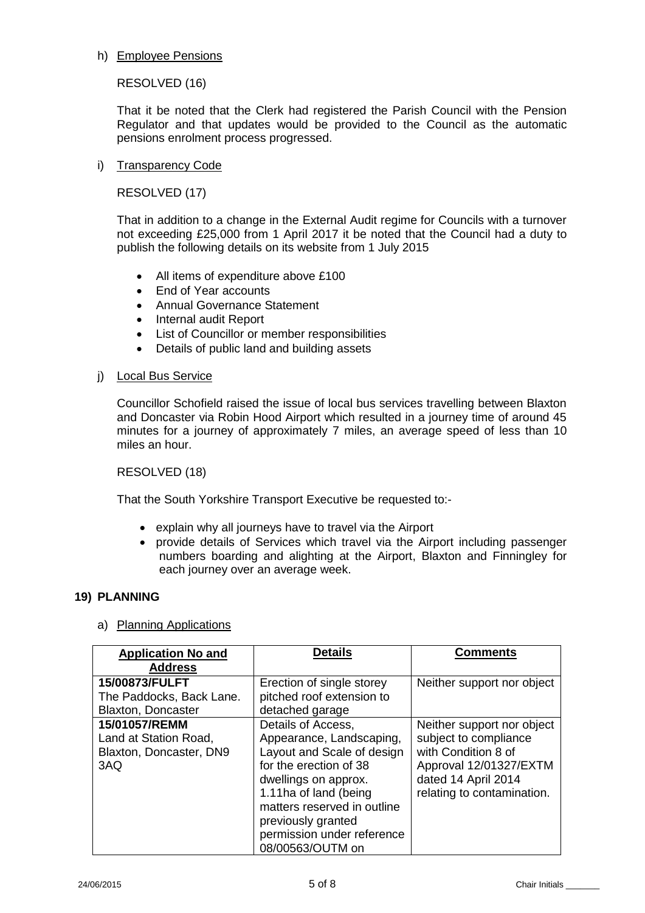h) Employee Pensions

RESOLVED (16)

That it be noted that the Clerk had registered the Parish Council with the Pension Regulator and that updates would be provided to the Council as the automatic pensions enrolment process progressed.

i) Transparency Code

RESOLVED (17)

That in addition to a change in the External Audit regime for Councils with a turnover not exceeding £25,000 from 1 April 2017 it be noted that the Council had a duty to publish the following details on its website from 1 July 2015

- All items of expenditure above £100
- End of Year accounts
- Annual Governance Statement
- Internal audit Report
- List of Councillor or member responsibilities
- Details of public land and building assets

j) Local Bus Service

Councillor Schofield raised the issue of local bus services travelling between Blaxton and Doncaster via Robin Hood Airport which resulted in a journey time of around 45 minutes for a journey of approximately 7 miles, an average speed of less than 10 miles an hour.

RESOLVED (18)

That the South Yorkshire Transport Executive be requested to:-

- explain why all journeys have to travel via the Airport
- provide details of Services which travel via the Airport including passenger numbers boarding and alighting at the Airport, Blaxton and Finningley for each journey over an average week.

## 19) PLANNING

a) Planning Applications

| Application No and Address | Details | Comments |
|---|---|---|
| **15/00873/FULFT** The Paddocks, Back Lane. Blaxton, Doncaster | Erection of single storey pitched roof extension to detached garage | Neither support nor object |
| **15/01057/REMM** Land at Station Road, Blaxton, Doncaster, DN9 3AQ | Details of Access, Appearance, Landscaping, Layout and Scale of design for the erection of 38 dwellings on approx. 1.11ha of land (being matters reserved in outline previously granted permission under reference 08/00563/OUTM on | Neither support nor object subject to compliance with Condition 8 of Approval 12/01327/EXTM dated 14 April 2014 relating to contamination. |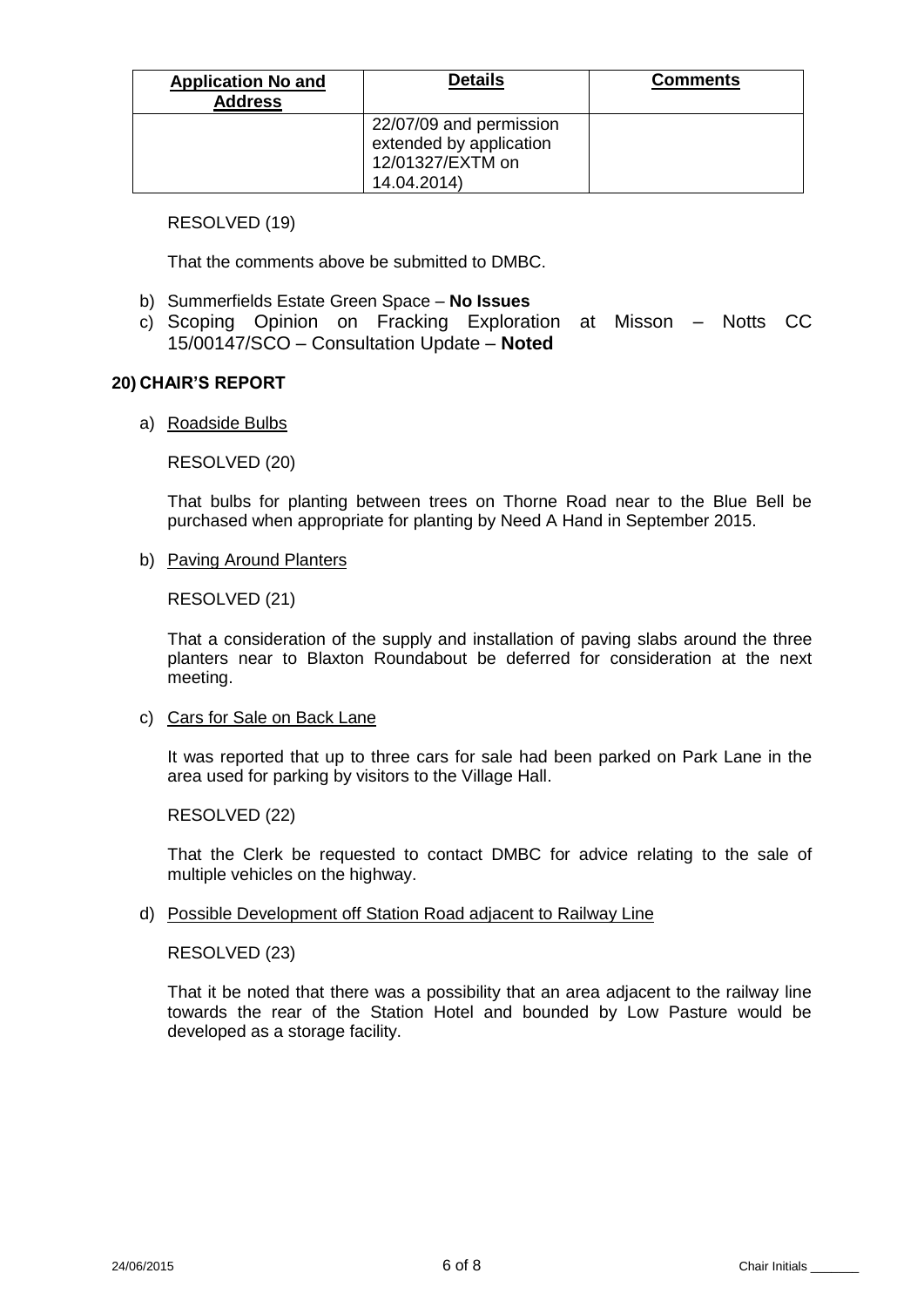| Application No and Address | Details | Comments |
|---|---|---|
| | 22/07/09 and permission extended by application 12/01327/EXTM on 14.04.2014) | |

RESOLVED (19)

That the comments above be submitted to DMBC.

b) Summerfields Estate Green Space – **No Issues**
c) Scoping Opinion on Fracking Exploration at Misson – Notts CC 15/00147/SCO – Consultation Update – **Noted**

## 20) CHAIR'S REPORT

a) Roadside Bulbs

RESOLVED (20)

That bulbs for planting between trees on Thorne Road near to the Blue Bell be purchased when appropriate for planting by Need A Hand in September 2015.

b) Paving Around Planters

RESOLVED (21)

That a consideration of the supply and installation of paving slabs around the three planters near to Blaxton Roundabout be deferred for consideration at the next meeting.

c) Cars for Sale on Back Lane

It was reported that up to three cars for sale had been parked on Park Lane in the area used for parking by visitors to the Village Hall.

RESOLVED (22)

That the Clerk be requested to contact DMBC for advice relating to the sale of multiple vehicles on the highway.

d) Possible Development off Station Road adjacent to Railway Line

RESOLVED (23)

That it be noted that there was a possibility that an area adjacent to the railway line towards the rear of the Station Hotel and bounded by Low Pasture would be developed as a storage facility.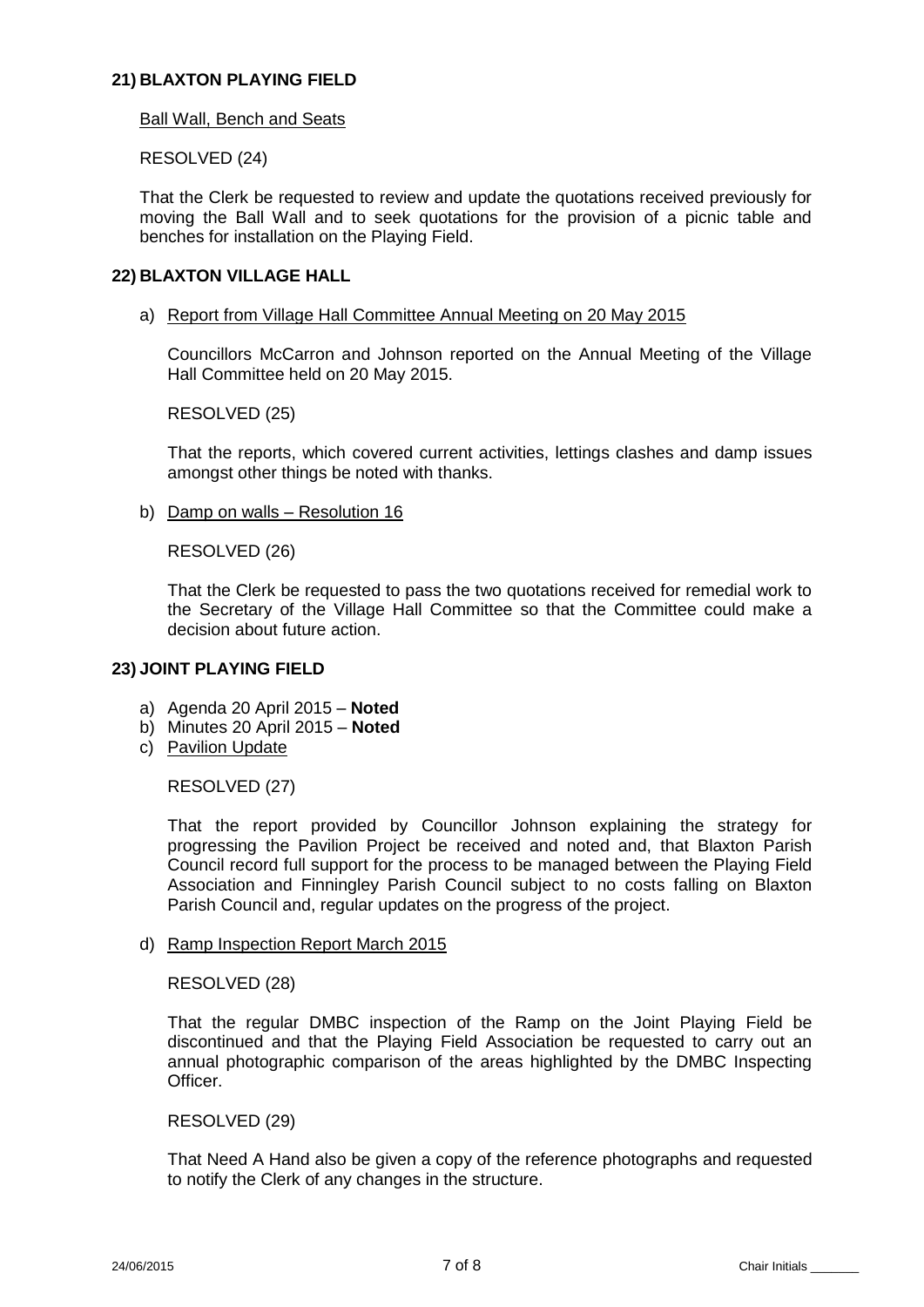## 21) BLAXTON PLAYING FIELD

Ball Wall, Bench and Seats

RESOLVED (24)

That the Clerk be requested to review and update the quotations received previously for moving the Ball Wall and to seek quotations for the provision of a picnic table and benches for installation on the Playing Field.

## 22) BLAXTON VILLAGE HALL

a) Report from Village Hall Committee Annual Meeting on 20 May 2015

Councillors McCarron and Johnson reported on the Annual Meeting of the Village Hall Committee held on 20 May 2015.

RESOLVED (25)

That the reports, which covered current activities, lettings clashes and damp issues amongst other things be noted with thanks.

b) Damp on walls – Resolution 16

RESOLVED (26)

That the Clerk be requested to pass the two quotations received for remedial work to the Secretary of the Village Hall Committee so that the Committee could make a decision about future action.

## 23) JOINT PLAYING FIELD

a) Agenda 20 April 2015 – **Noted**
b) Minutes 20 April 2015 – **Noted**
c) Pavilion Update

RESOLVED (27)

That the report provided by Councillor Johnson explaining the strategy for progressing the Pavilion Project be received and noted and, that Blaxton Parish Council record full support for the process to be managed between the Playing Field Association and Finningley Parish Council subject to no costs falling on Blaxton Parish Council and, regular updates on the progress of the project.

d) Ramp Inspection Report March 2015

RESOLVED (28)

That the regular DMBC inspection of the Ramp on the Joint Playing Field be discontinued and that the Playing Field Association be requested to carry out an annual photographic comparison of the areas highlighted by the DMBC Inspecting Officer.

RESOLVED (29)

That Need A Hand also be given a copy of the reference photographs and requested to notify the Clerk of any changes in the structure.

24/06/2015 Chair Initials _______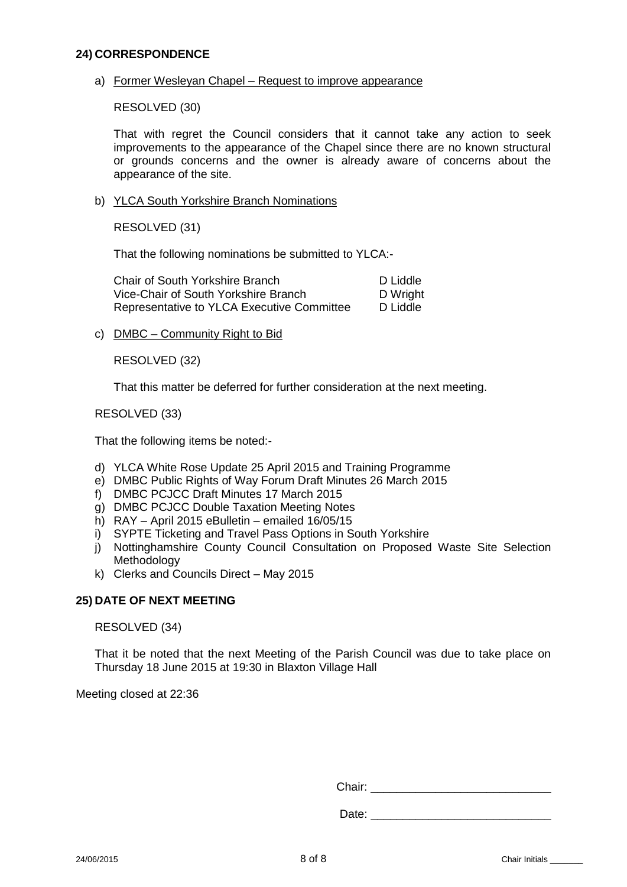## 24) CORRESPONDENCE

a) Former Wesleyan Chapel – Request to improve appearance

RESOLVED (30)

That with regret the Council considers that it cannot take any action to seek improvements to the appearance of the Chapel since there are no known structural or grounds concerns and the owner is already aware of concerns about the appearance of the site.

b) YLCA South Yorkshire Branch Nominations

RESOLVED (31)

That the following nominations be submitted to YLCA:-

| | |
|---|---|
| Chair of South Yorkshire Branch | D Liddle |
| Vice-Chair of South Yorkshire Branch | D Wright |
| Representative to YLCA Executive Committee | D Liddle |

c) DMBC – Community Right to Bid

RESOLVED (32)

That this matter be deferred for further consideration at the next meeting.

RESOLVED (33)

That the following items be noted:-

d) YLCA White Rose Update 25 April 2015 and Training Programme
e) DMBC Public Rights of Way Forum Draft Minutes 26 March 2015
f) DMBC PCJCC Draft Minutes 17 March 2015
g) DMBC PCJCC Double Taxation Meeting Notes
h) RAY – April 2015 eBulletin – emailed 16/05/15
i) SYPTE Ticketing and Travel Pass Options in South Yorkshire
j) Nottinghamshire County Council Consultation on Proposed Waste Site Selection Methodology
k) Clerks and Councils Direct – May 2015

## 25) DATE OF NEXT MEETING

RESOLVED (34)

That it be noted that the next Meeting of the Parish Council was due to take place on Thursday 18 June 2015 at 19:30 in Blaxton Village Hall

Meeting closed at 22:36

Chair: ___________________________

Date: ___________________________

Chair Initials _______